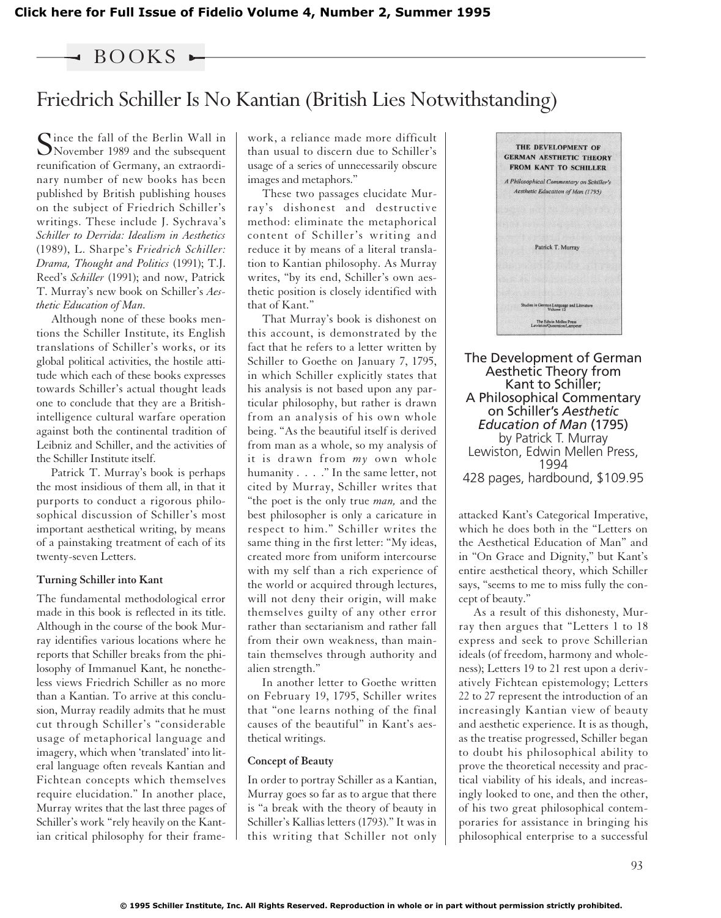Click here for Full Issue of Fidelio Volume 4, Number 2, Summer 1995

BOOKS

# Friedrich Schiller Is No Kantian (British Lies Notwithstanding)

**The Development of German Aesthetic Theory from Kant to Schiller; A Philosophical Commentary on Schiller's *Aesthetic Education of Man* (1795)**
by Patrick T. Murray
Lewiston, Edwin Mellen Press, 1994
428 pages, hardbound, $109.95

Since the fall of the Berlin Wall in November 1989 and the subsequent reunification of Germany, an extraordinary number of new books has been published by British publishing houses on the subject of Friedrich Schiller's writings. These include J. Sychrava's *Schiller to Derrida: Idealism in Aesthetics* (1989), L. Sharpe's *Friedrich Schiller: Drama, Thought and Politics* (1991); T.J. Reed's *Schiller* (1991); and now, Patrick T. Murray's new book on Schiller's *Aesthetic Education of Man.*

Although none of these books mentions the Schiller Institute, its English translations of Schiller's works, or its global political activities, the hostile attitude which each of these books expresses towards Schiller's actual thought leads one to conclude that they are a British-intelligence cultural warfare operation against both the continental tradition of Leibniz and Schiller, and the activities of the Schiller Institute itself.

Patrick T. Murray's book is perhaps the most insidious of them all, in that it purports to conduct a rigorous philosophical discussion of Schiller's most important aesthetical writing, by means of a painstaking treatment of each of its twenty-seven Letters.

### Turning Schiller into Kant

The fundamental methodological error made in this book is reflected in its title. Although in the course of the book Murray identifies various locations where he reports that Schiller breaks from the philosophy of Immanuel Kant, he nonetheless views Friedrich Schiller as no more than a Kantian. To arrive at this conclusion, Murray readily admits that he must cut through Schiller's "considerable usage of metaphorical language and imagery, which when 'translated' into literal language often reveals Kantian and Fichtean concepts which themselves require elucidation." In another place, Murray writes that the last three pages of Schiller's work "rely heavily on the Kantian critical philosophy for their framework, a reliance made more difficult than usual to discern due to Schiller's usage of a series of unnecessarily obscure images and metaphors."

These two passages elucidate Murray's dishonest and destructive method: eliminate the metaphorical content of Schiller's writing and reduce it by means of a literal translation to Kantian philosophy. As Murray writes, "by its end, Schiller's own aesthetic position is closely identified with that of Kant."

That Murray's book is dishonest on this account, is demonstrated by the fact that he refers to a letter written by Schiller to Goethe on January 7, 1795, in which Schiller explicitly states that his analysis is not based upon any particular philosophy, but rather is drawn from an analysis of his own whole being. "As the beautiful itself is derived from man as a whole, so my analysis of it is drawn from *my* own whole humanity . . . ." In the same letter, not cited by Murray, Schiller writes that "the poet is the only true *man,* and the best philosopher is only a caricature in respect to him." Schiller writes the same thing in the first letter: "My ideas, created more from uniform intercourse with my self than a rich experience of the world or acquired through lectures, will not deny their origin, will make themselves guilty of any other error rather than sectarianism and rather fall from their own weakness, than maintain themselves through authority and alien strength."

In another letter to Goethe written on February 19, 1795, Schiller writes that "one learns nothing of the final causes of the beautiful" in Kant's aesthetical writings.

### Concept of Beauty

In order to portray Schiller as a Kantian, Murray goes so far as to argue that there is "a break with the theory of beauty in Schiller's Kallias letters (1793)." It was in this writing that Schiller not only attacked Kant's Categorical Imperative, which he does both in the "Letters on the Aesthetical Education of Man" and in "On Grace and Dignity," but Kant's entire aesthetical theory, which Schiller says, "seems to me to miss fully the concept of beauty."

As a result of this dishonesty, Murray then argues that "Letters 1 to 18 express and seek to prove Schillerian ideals (of freedom, harmony and wholeness); Letters 19 to 21 rest upon a derivatively Fichtean epistemology; Letters 22 to 27 represent the introduction of an increasingly Kantian view of beauty and aesthetic experience. It is as though, as the treatise progressed, Schiller began to doubt his philosophical ability to prove the theoretical necessity and practical viability of his ideals, and increasingly looked to one, and then the other, of his two great philosophical contemporaries for assistance in bringing his philosophical enterprise to a successful

© 1995 Schiller Institute, Inc. All Rights Reserved. Reproduction in whole or in part without permission strictly prohibited.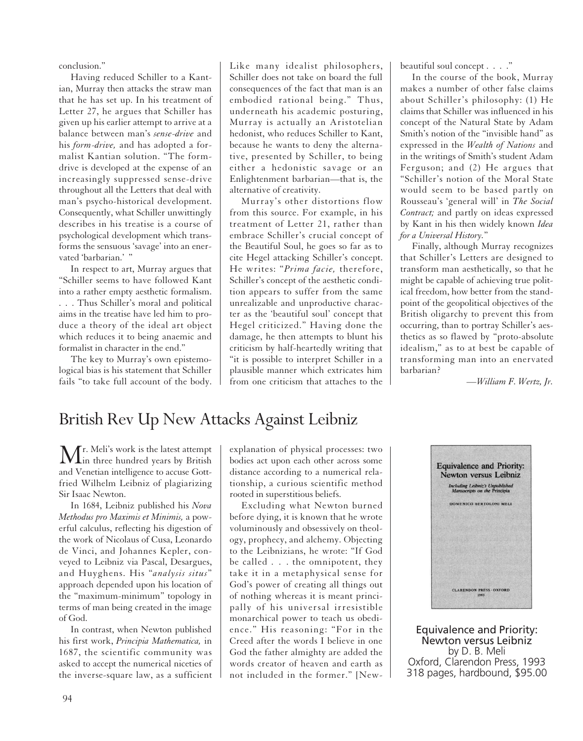conclusion."

Having reduced Schiller to a Kantian, Murray then attacks the straw man that he has set up. In his treatment of Letter 27, he argues that Schiller has given up his earlier attempt to arrive at a balance between man's *sense-drive* and his *form-drive,* and has adopted a formalist Kantian solution. "The form-drive is developed at the expense of an increasingly suppressed sense-drive throughout all the Letters that deal with man's psycho-historical development. Consequently, what Schiller unwittingly describes in his treatise is a course of psychological development which transforms the sensuous 'savage' into an enervated 'barbarian.' "

In respect to art, Murray argues that "Schiller seems to have followed Kant into a rather empty aesthetic formalism. . . . Thus Schiller's moral and political aims in the treatise have led him to produce a theory of the ideal art object which reduces it to being anaemic and formalist in character in the end."

The key to Murray's own epistemological bias is his statement that Schiller fails "to take full account of the body. Like many idealist philosophers, Schiller does not take on board the full consequences of the fact that man is an embodied rational being." Thus, underneath his academic posturing, Murray is actually an Aristotelian hedonist, who reduces Schiller to Kant, because he wants to deny the alternative, presented by Schiller, to being either a hedonistic savage or an Enlightenment barbarian—that is, the alternative of creativity.

Murray's other distortions flow from this source. For example, in his treatment of Letter 21, rather than embrace Schiller's crucial concept of the Beautiful Soul, he goes so far as to cite Hegel attacking Schiller's concept. He writes: "*Prima facie,* therefore, Schiller's concept of the aesthetic condition appears to suffer from the same unrealizable and unproductive character as the 'beautiful soul' concept that Hegel criticized." Having done the damage, he then attempts to blunt his criticism by half-heartedly writing that "it is possible to interpret Schiller in a plausible manner which extricates him from one criticism that attaches to the beautiful soul concept . . . ."

In the course of the book, Murray makes a number of other false claims about Schiller's philosophy: (1) He claims that Schiller was influenced in his concept of the Natural State by Adam Smith's notion of the "invisible hand" as expressed in the *Wealth of Nations* and in the writings of Smith's student Adam Ferguson; and (2) He argues that "Schiller's notion of the Moral State would seem to be based partly on Rousseau's 'general will' in *The Social Contract;* and partly on ideas expressed by Kant in his then widely known *Idea for a Universal History.*"

Finally, although Murray recognizes that Schiller's Letters are designed to transform man aesthetically, so that he might be capable of achieving true political freedom, how better from the standpoint of the geopolitical objectives of the British oligarchy to prevent this from occurring, than to portray Schiller's aesthetics as so flawed by "proto-absolute idealism," as to at best be capable of transforming man into an enervated barbarian?

—*William F. Wertz, Jr.*

# British Rev Up New Attacks Against Leibniz

Equivalence and Priority: Newton versus Leibniz
by D. B. Meli
Oxford, Clarendon Press, 1993
318 pages, hardbound, $95.00

Mr. Meli's work is the latest attempt in three hundred years by British and Venetian intelligence to accuse Gottfried Wilhelm Leibniz of plagiarizing Sir Isaac Newton.

In 1684, Leibniz published his *Nova Methodus pro Maximis et Minimis,* a powerful calculus, reflecting his digestion of the work of Nicolaus of Cusa, Leonardo de Vinci, and Johannes Kepler, conveyed to Leibniz via Pascal, Desargues, and Huyghens. His "*analysis situs*" approach depended upon his location of the "maximum-minimum" topology in terms of man being created in the image of God.

In contrast, when Newton published his first work, *Principia Mathematica,* in 1687, the scientific community was asked to accept the numerical niceties of the inverse-square law, as a sufficient explanation of physical processes: two bodies act upon each other across some distance according to a numerical relationship, a curious scientific method rooted in superstitious beliefs.

Excluding what Newton burned before dying, it is known that he wrote voluminously and obsessively on theology, prophecy, and alchemy. Objecting to the Leibnizians, he wrote: "If God be called . . . the omnipotent, they take it in a metaphysical sense for God's power of creating all things out of nothing whereas it is meant principally of his universal irresistible monarchical power to teach us obedience." His reasoning: "For in the Creed after the words I believe in one God the father almighty are added the words creator of heaven and earth as not included in the former." [New-